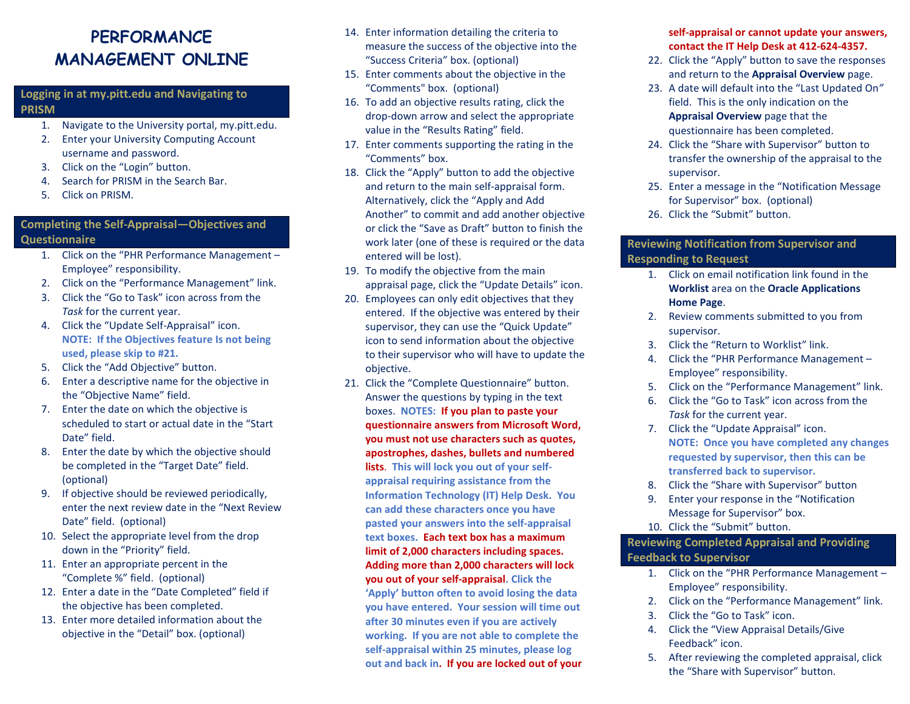# PERFORMANCE MANAGEMENT ONLINE

## Logging in at my.pitt.edu and Navigating to PRISM

1. Navigate to the University portal, my.pitt.edu.
2. Enter your University Computing Account username and password.
3. Click on the "Login" button.
4. Search for PRISM in the Search Bar.
5. Click on PRISM.

## Completing the Self-Appraisal—Objectives and Questionnaire

1. Click on the "PHR Performance Management – Employee" responsibility.
2. Click on the "Performance Management" link.
3. Click the "Go to Task" icon across from the *Task* for the current year.
4. Click the "Update Self-Appraisal" icon. **NOTE: If the Objectives feature Is not being used, please skip to #21.**
5. Click the "Add Objective" button.
6. Enter a descriptive name for the objective in the "Objective Name" field.
7. Enter the date on which the objective is scheduled to start or actual date in the "Start Date" field.
8. Enter the date by which the objective should be completed in the "Target Date" field. (optional)
9. If objective should be reviewed periodically, enter the next review date in the "Next Review Date" field. (optional)
10. Select the appropriate level from the drop down in the "Priority" field.
11. Enter an appropriate percent in the "Complete %" field. (optional)
12. Enter a date in the "Date Completed" field if the objective has been completed.
13. Enter more detailed information about the objective in the "Detail" box. (optional)
14. Enter information detailing the criteria to measure the success of the objective into the "Success Criteria" box. (optional)
15. Enter comments about the objective in the "Comments" box. (optional)
16. To add an objective results rating, click the drop-down arrow and select the appropriate value in the "Results Rating" field.
17. Enter comments supporting the rating in the "Comments" box.
18. Click the "Apply" button to add the objective and return to the main self-appraisal form. Alternatively, click the "Apply and Add Another" to commit and add another objective or click the "Save as Draft" button to finish the work later (one of these is required or the data entered will be lost).
19. To modify the objective from the main appraisal page, click the "Update Details" icon.
20. Employees can only edit objectives that they entered. If the objective was entered by their supervisor, they can use the "Quick Update" icon to send information about the objective to their supervisor who will have to update the objective.
21. Click the "Complete Questionnaire" button. Answer the questions by typing in the text boxes. **NOTES: If you plan to paste your questionnaire answers from Microsoft Word, you must not use characters such as quotes, apostrophes, dashes, bullets and numbered lists. This will lock you out of your self-appraisal requiring assistance from the Information Technology (IT) Help Desk. You can add these characters once you have pasted your answers into the self-appraisal text boxes. Each text box has a maximum limit of 2,000 characters including spaces. Adding more than 2,000 characters will lock you out of your self-appraisal. Click the 'Apply' button often to avoid losing the data you have entered. Your session will time out after 30 minutes even if you are actively working. If you are not able to complete the self-appraisal within 25 minutes, please log out and back in. If you are locked out of your self-appraisal or cannot update your answers, contact the IT Help Desk at 412-624-4357.**
22. Click the "Apply" button to save the responses and return to the **Appraisal Overview** page.
23. A date will default into the "Last Updated On" field. This is the only indication on the **Appraisal Overview** page that the questionnaire has been completed.
24. Click the "Share with Supervisor" button to transfer the ownership of the appraisal to the supervisor.
25. Enter a message in the "Notification Message for Supervisor" box. (optional)
26. Click the "Submit" button.

## Reviewing Notification from Supervisor and Responding to Request

1. Click on email notification link found in the **Worklist** area on the **Oracle Applications Home Page**.
2. Review comments submitted to you from supervisor.
3. Click the "Return to Worklist" link.
4. Click the "PHR Performance Management – Employee" responsibility.
5. Click on the "Performance Management" link.
6. Click the "Go to Task" icon across from the *Task* for the current year.
7. Click the "Update Appraisal" icon. **NOTE: Once you have completed any changes requested by supervisor, then this can be transferred back to supervisor.**
8. Click the "Share with Supervisor" button
9. Enter your response in the "Notification Message for Supervisor" box.
10. Click the "Submit" button.

## Reviewing Completed Appraisal and Providing Feedback to Supervisor

1. Click on the "PHR Performance Management – Employee" responsibility.
2. Click on the "Performance Management" link.
3. Click the "Go to Task" icon.
4. Click the "View Appraisal Details/Give Feedback" icon.
5. After reviewing the completed appraisal, click the "Share with Supervisor" button.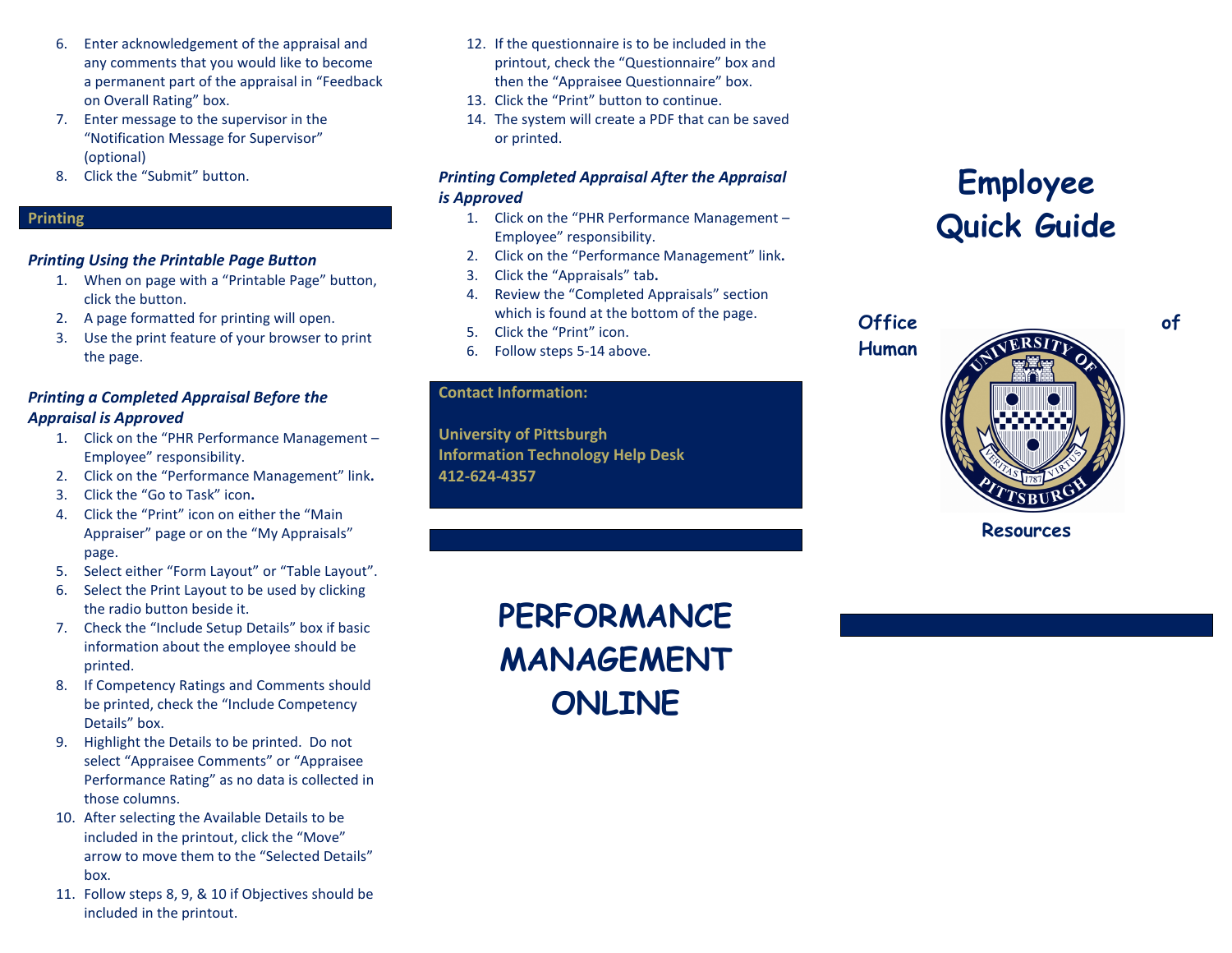6. Enter acknowledgement of the appraisal and any comments that you would like to become a permanent part of the appraisal in "Feedback on Overall Rating" box.
7. Enter message to the supervisor in the "Notification Message for Supervisor" (optional)
8. Click the "Submit" button.

## Printing

### *Printing Using the Printable Page Button*

1. When on page with a "Printable Page" button, click the button.
2. A page formatted for printing will open.
3. Use the print feature of your browser to print the page.

### *Printing a Completed Appraisal Before the Appraisal is Approved*

1. Click on the "PHR Performance Management – Employee" responsibility.
2. Click on the "Performance Management" link.
3. Click the "Go to Task" icon.
4. Click the "Print" icon on either the "Main Appraiser" page or on the "My Appraisals" page.
5. Select either "Form Layout" or "Table Layout".
6. Select the Print Layout to be used by clicking the radio button beside it.
7. Check the "Include Setup Details" box if basic information about the employee should be printed.
8. If Competency Ratings and Comments should be printed, check the "Include Competency Details" box.
9. Highlight the Details to be printed. Do not select "Appraisee Comments" or "Appraisee Performance Rating" as no data is collected in those columns.
10. After selecting the Available Details to be included in the printout, click the "Move" arrow to move them to the "Selected Details" box.
11. Follow steps 8, 9, & 10 if Objectives should be included in the printout.
12. If the questionnaire is to be included in the printout, check the "Questionnaire" box and then the "Appraisee Questionnaire" box.
13. Click the "Print" button to continue.
14. The system will create a PDF that can be saved or printed.

### *Printing Completed Appraisal After the Appraisal is Approved*

1. Click on the "PHR Performance Management – Employee" responsibility.
2. Click on the "Performance Management" link.
3. Click the "Appraisals" tab.
4. Review the "Completed Appraisals" section which is found at the bottom of the page.
5. Click the "Print" icon.
6. Follow steps 5-14 above.

**Contact Information:**

**University of Pittsburgh**
**Information Technology Help Desk**
**412-624-4357**

# PERFORMANCE MANAGEMENT ONLINE

# Employee Quick Guide

**Office of Human Resources**